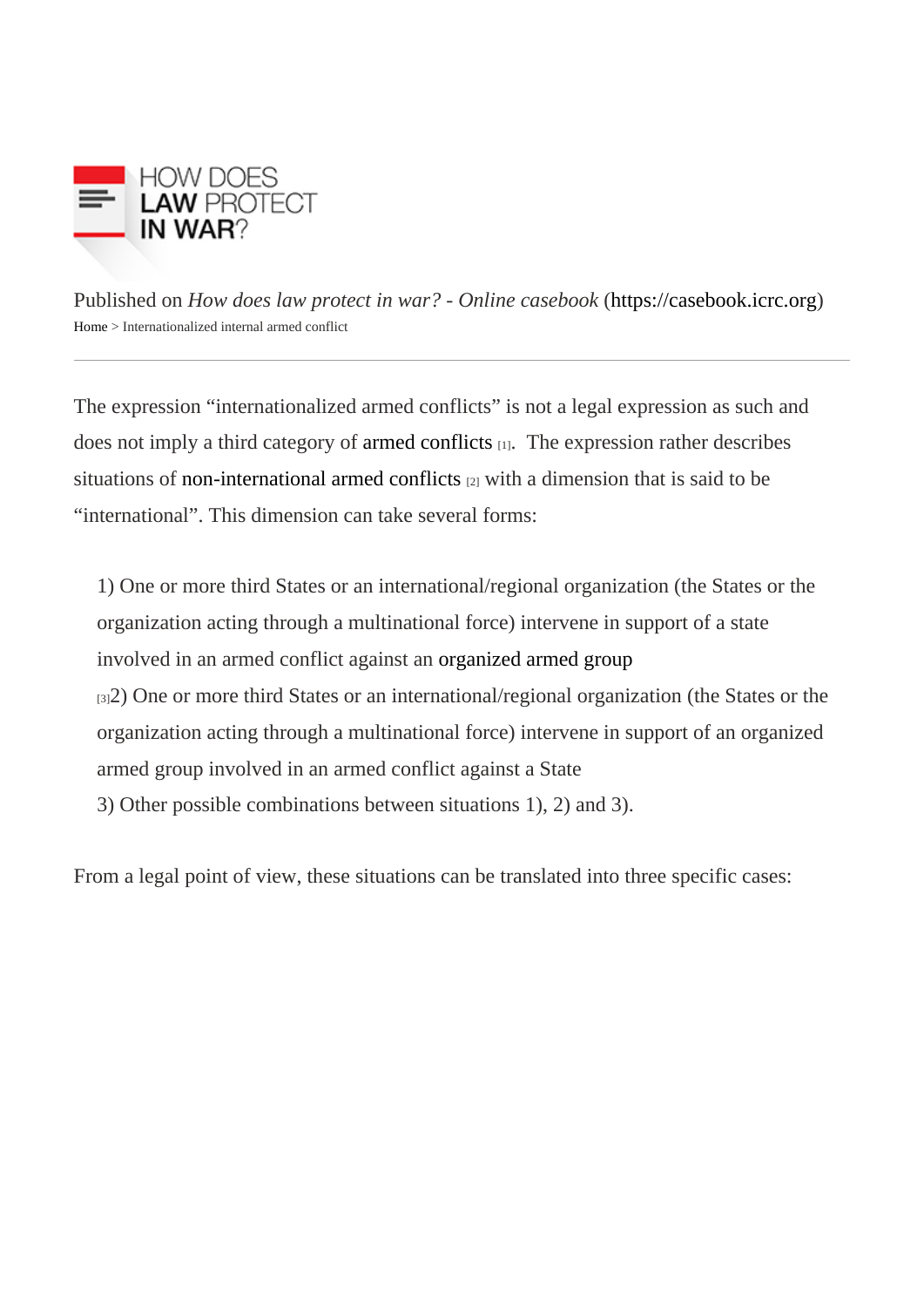Published on *How does law protect in war? - Online casebook* (https://casebook.icrc.org)

Home > Internationalized internal armed conflict

---

The expression “internationalized armed conflicts” is not a legal expression as such and does not imply a third category of armed conflicts [1]. The expression rather describes situations of non-international armed conflicts [2] with a dimension that is said to be “international”. This dimension can take several forms:

1) One or more third States or an international/regional organization (the States or the organization acting through a multinational force) intervene in support of a state involved in an armed conflict against an organized armed group [3]

2) One or more third States or an international/regional organization (the States or the organization acting through a multinational force) intervene in support of an organized armed group involved in an armed conflict against a State

3) Other possible combinations between situations 1), 2) and 3).

From a legal point of view, these situations can be translated into three specific cases: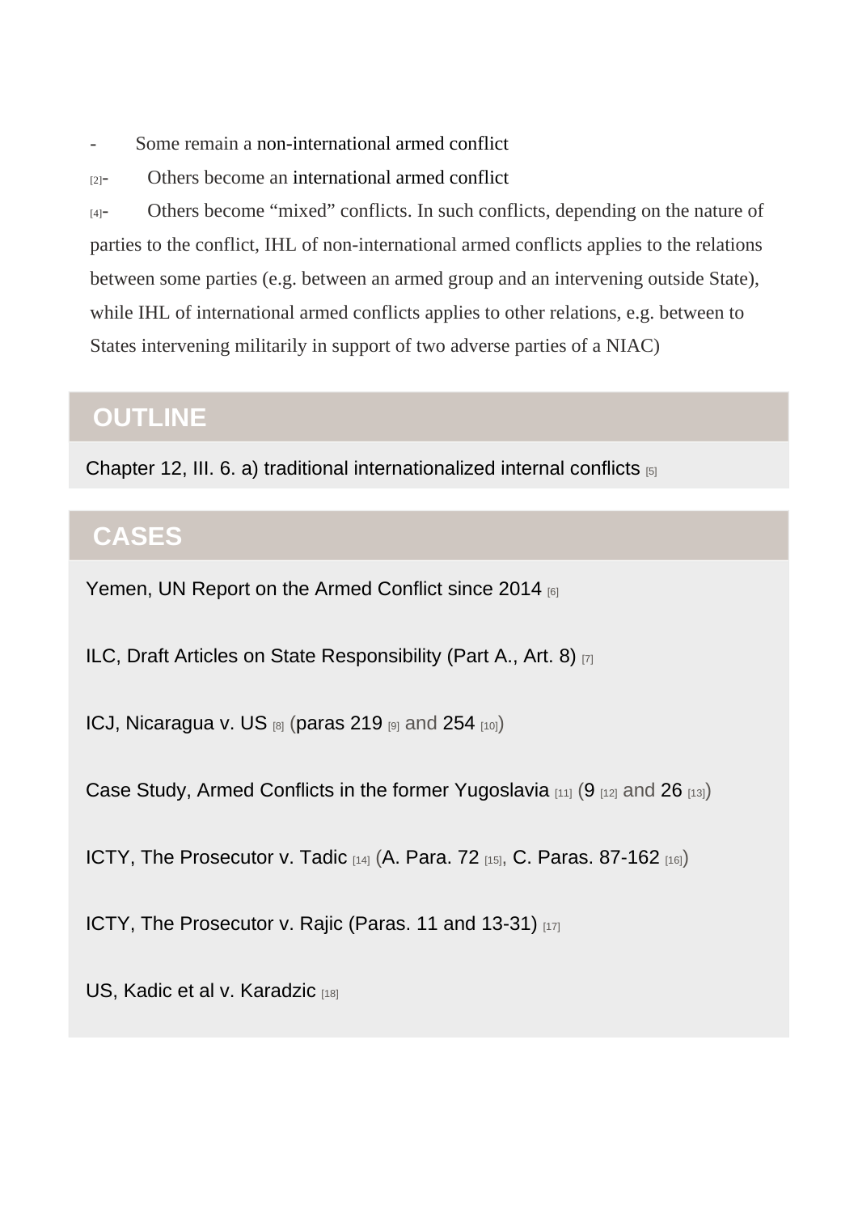- Some remain a non-international armed conflict
- [2] Others become an international armed conflict
- [4] Others become “mixed” conflicts. In such conflicts, depending on the nature of parties to the conflict, IHL of non-international armed conflicts applies to the relations between some parties (e.g. between an armed group and an intervening outside State), while IHL of international armed conflicts applies to other relations, e.g. between to States intervening militarily in support of two adverse parties of a NIAC)

## OUTLINE

Chapter 12, III. 6. a) traditional internationalized internal conflicts [5]

## CASES

Yemen, UN Report on the Armed Conflict since 2014 [6]

ILC, Draft Articles on State Responsibility (Part A., Art. 8) [7]

ICJ, Nicaragua v. US [8] (paras 219 [9] and 254 [10])

Case Study, Armed Conflicts in the former Yugoslavia [11] (9 [12] and 26 [13])

ICTY, The Prosecutor v. Tadic [14] (A. Para. 72 [15], C. Paras. 87-162 [16])

ICTY, The Prosecutor v. Rajic (Paras. 11 and 13-31) [17]

US, Kadic et al v. Karadzic [18]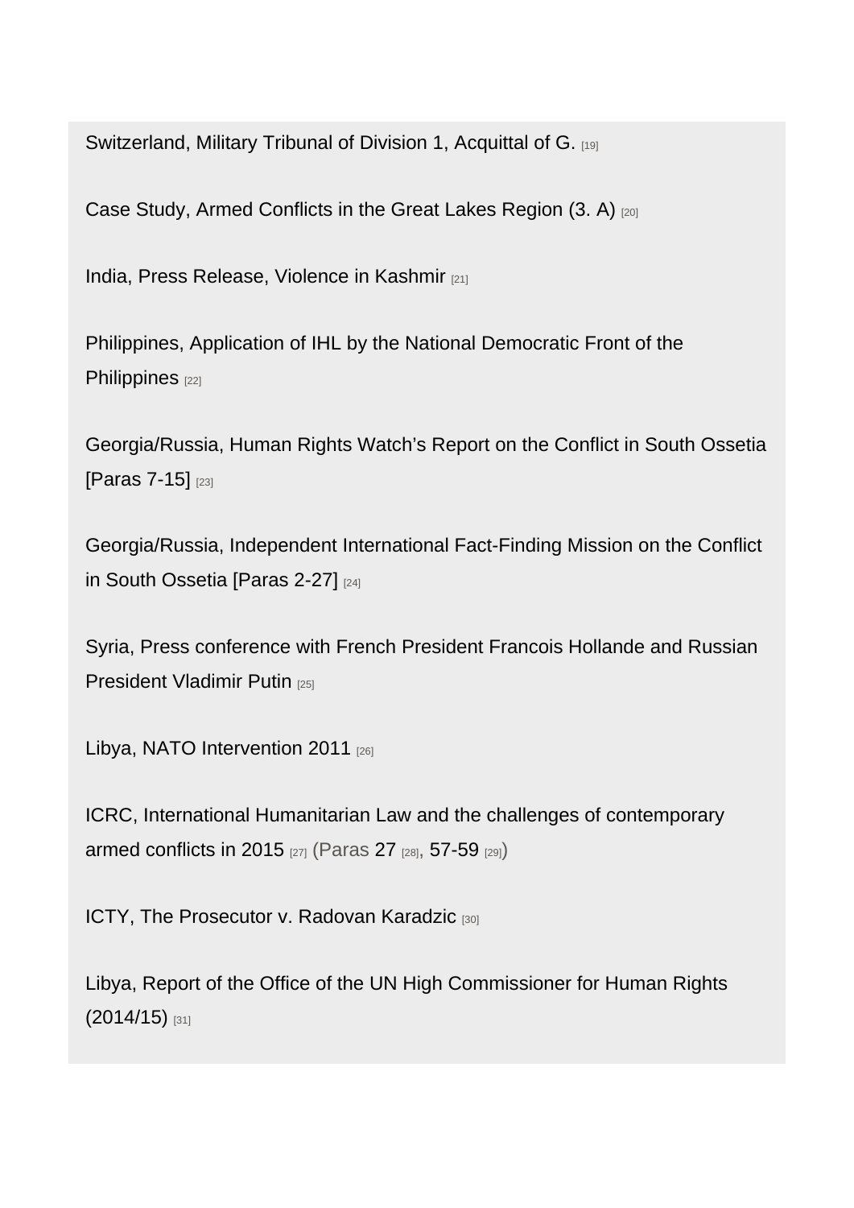Switzerland, Military Tribunal of Division 1, Acquittal of G. [19]

Case Study, Armed Conflicts in the Great Lakes Region (3. A) [20]

India, Press Release, Violence in Kashmir [21]

Philippines, Application of IHL by the National Democratic Front of the Philippines [22]

Georgia/Russia, Human Rights Watch's Report on the Conflict in South Ossetia [Paras 7-15] [23]

Georgia/Russia, Independent International Fact-Finding Mission on the Conflict in South Ossetia [Paras 2-27] [24]

Syria, Press conference with French President Francois Hollande and Russian President Vladimir Putin [25]

Libya, NATO Intervention 2011 [26]

ICRC, International Humanitarian Law and the challenges of contemporary armed conflicts in 2015 [27] (Paras 27 [28], 57-59 [29])

ICTY, The Prosecutor v. Radovan Karadzic [30]

Libya, Report of the Office of the UN High Commissioner for Human Rights (2014/15) [31]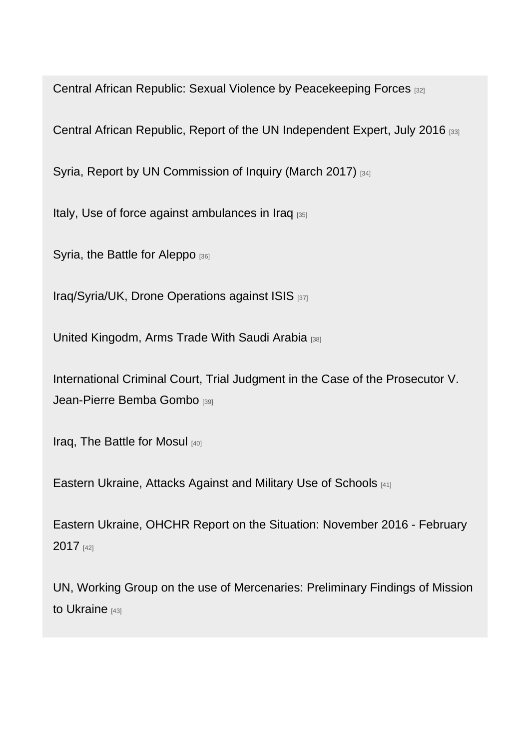Central African Republic: Sexual Violence by Peacekeeping Forces [32]

Central African Republic, Report of the UN Independent Expert, July 2016 [33]

Syria, Report by UN Commission of Inquiry (March 2017) [34]

Italy, Use of force against ambulances in Iraq [35]

Syria, the Battle for Aleppo [36]

Iraq/Syria/UK, Drone Operations against ISIS [37]

United Kingodm, Arms Trade With Saudi Arabia [38]

International Criminal Court, Trial Judgment in the Case of the Prosecutor V. Jean-Pierre Bemba Gombo [39]

Iraq, The Battle for Mosul [40]

Eastern Ukraine, Attacks Against and Military Use of Schools [41]

Eastern Ukraine, OHCHR Report on the Situation: November 2016 - February 2017 [42]

UN, Working Group on the use of Mercenaries: Preliminary Findings of Mission to Ukraine [43]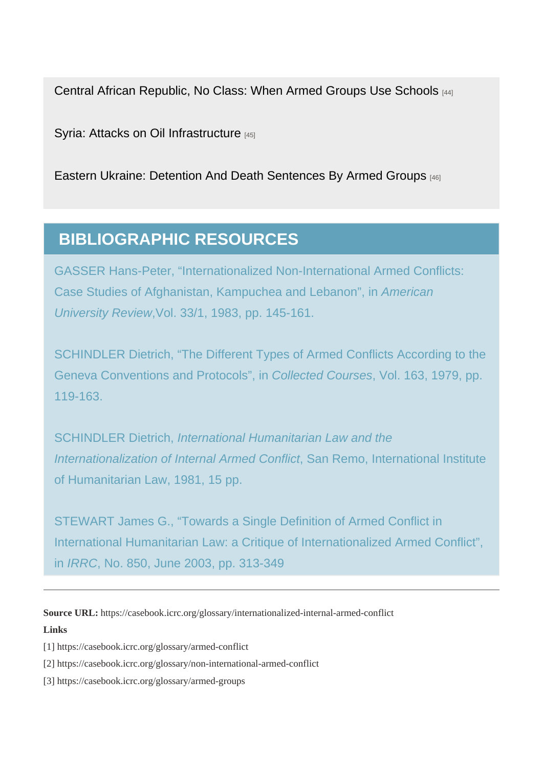Central African Republic, No Class: When Armed Groups Use Schools [44]

Syria: Attacks on Oil Infrastructure [45]

Eastern Ukraine: Detention And Death Sentences By Armed Groups [46]

## BIBLIOGRAPHIC RESOURCES

GASSER Hans-Peter, "Internationalized Non-International Armed Conflicts: Case Studies of Afghanistan, Kampuchea and Lebanon", in *American University Review*,Vol. 33/1, 1983, pp. 145-161.

SCHINDLER Dietrich, "The Different Types of Armed Conflicts According to the Geneva Conventions and Protocols", in *Collected Courses*, Vol. 163, 1979, pp. 119-163.

SCHINDLER Dietrich, *International Humanitarian Law and the Internationalization of Internal Armed Conflict*, San Remo, International Institute of Humanitarian Law, 1981, 15 pp.

STEWART James G., "Towards a Single Definition of Armed Conflict in International Humanitarian Law: a Critique of Internationalized Armed Conflict", in *IRRC*, No. 850, June 2003, pp. 313-349

---

**Source URL:** https://casebook.icrc.org/glossary/internationalized-internal-armed-conflict

**Links**

[1] https://casebook.icrc.org/glossary/armed-conflict

[2] https://casebook.icrc.org/glossary/non-international-armed-conflict

[3] https://casebook.icrc.org/glossary/armed-groups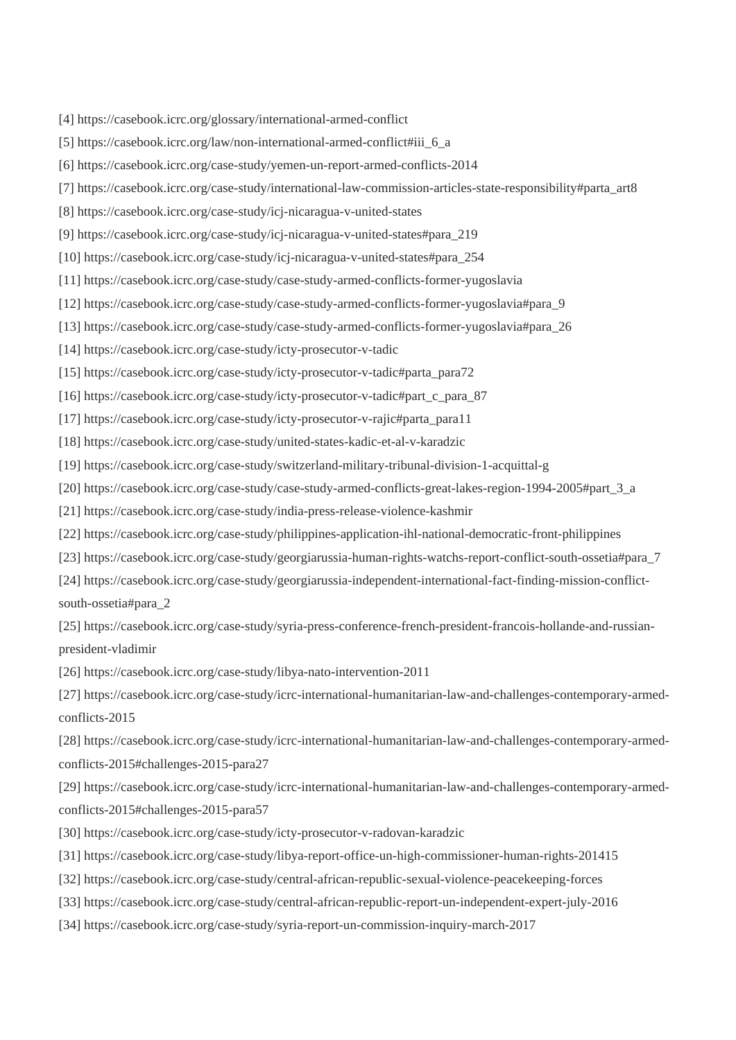[4] https://casebook.icrc.org/glossary/international-armed-conflict

[5] https://casebook.icrc.org/law/non-international-armed-conflict#iii_6_a

[6] https://casebook.icrc.org/case-study/yemen-un-report-armed-conflicts-2014

[7] https://casebook.icrc.org/case-study/international-law-commission-articles-state-responsibility#parta_art8

[8] https://casebook.icrc.org/case-study/icj-nicaragua-v-united-states

[9] https://casebook.icrc.org/case-study/icj-nicaragua-v-united-states#para_219

[10] https://casebook.icrc.org/case-study/icj-nicaragua-v-united-states#para_254

[11] https://casebook.icrc.org/case-study/case-study-armed-conflicts-former-yugoslavia

[12] https://casebook.icrc.org/case-study/case-study-armed-conflicts-former-yugoslavia#para_9

[13] https://casebook.icrc.org/case-study/case-study-armed-conflicts-former-yugoslavia#para_26

[14] https://casebook.icrc.org/case-study/icty-prosecutor-v-tadic

[15] https://casebook.icrc.org/case-study/icty-prosecutor-v-tadic#parta_para72

[16] https://casebook.icrc.org/case-study/icty-prosecutor-v-tadic#part_c_para_87

[17] https://casebook.icrc.org/case-study/icty-prosecutor-v-rajic#parta_para11

[18] https://casebook.icrc.org/case-study/united-states-kadic-et-al-v-karadzic

[19] https://casebook.icrc.org/case-study/switzerland-military-tribunal-division-1-acquittal-g

[20] https://casebook.icrc.org/case-study/case-study-armed-conflicts-great-lakes-region-1994-2005#part_3_a

[21] https://casebook.icrc.org/case-study/india-press-release-violence-kashmir

[22] https://casebook.icrc.org/case-study/philippines-application-ihl-national-democratic-front-philippines

[23] https://casebook.icrc.org/case-study/georgiarussia-human-rights-watchs-report-conflict-south-ossetia#para_7

[24] https://casebook.icrc.org/case-study/georgiarussia-independent-international-fact-finding-mission-conflict-south-ossetia#para_2

[25] https://casebook.icrc.org/case-study/syria-press-conference-french-president-francois-hollande-and-russian-president-vladimir

[26] https://casebook.icrc.org/case-study/libya-nato-intervention-2011

[27] https://casebook.icrc.org/case-study/icrc-international-humanitarian-law-and-challenges-contemporary-armed-conflicts-2015

[28] https://casebook.icrc.org/case-study/icrc-international-humanitarian-law-and-challenges-contemporary-armed-conflicts-2015#challenges-2015-para27

[29] https://casebook.icrc.org/case-study/icrc-international-humanitarian-law-and-challenges-contemporary-armed-conflicts-2015#challenges-2015-para57

[30] https://casebook.icrc.org/case-study/icty-prosecutor-v-radovan-karadzic

[31] https://casebook.icrc.org/case-study/libya-report-office-un-high-commissioner-human-rights-201415

[32] https://casebook.icrc.org/case-study/central-african-republic-sexual-violence-peacekeeping-forces

[33] https://casebook.icrc.org/case-study/central-african-republic-report-un-independent-expert-july-2016

[34] https://casebook.icrc.org/case-study/syria-report-un-commission-inquiry-march-2017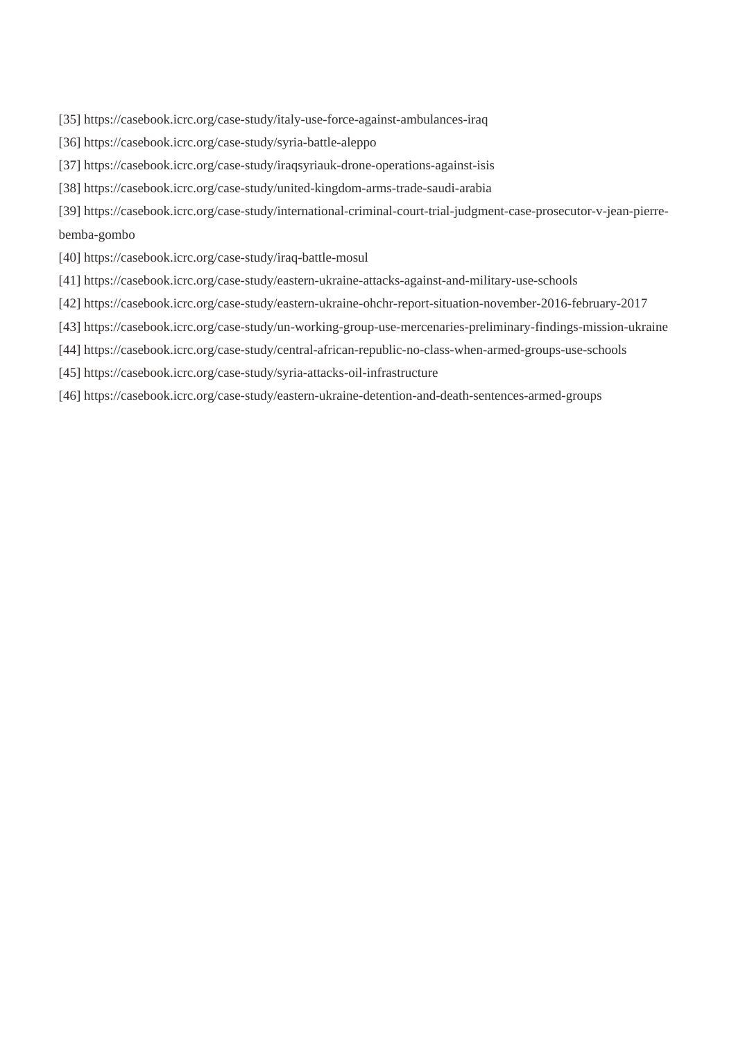[35] https://casebook.icrc.org/case-study/italy-use-force-against-ambulances-iraq

[36] https://casebook.icrc.org/case-study/syria-battle-aleppo

[37] https://casebook.icrc.org/case-study/iraqsyriauk-drone-operations-against-isis

[38] https://casebook.icrc.org/case-study/united-kingdom-arms-trade-saudi-arabia

[39] https://casebook.icrc.org/case-study/international-criminal-court-trial-judgment-case-prosecutor-v-jean-pierre-bemba-gombo

[40] https://casebook.icrc.org/case-study/iraq-battle-mosul

[41] https://casebook.icrc.org/case-study/eastern-ukraine-attacks-against-and-military-use-schools

[42] https://casebook.icrc.org/case-study/eastern-ukraine-ohchr-report-situation-november-2016-february-2017

[43] https://casebook.icrc.org/case-study/un-working-group-use-mercenaries-preliminary-findings-mission-ukraine

[44] https://casebook.icrc.org/case-study/central-african-republic-no-class-when-armed-groups-use-schools

[45] https://casebook.icrc.org/case-study/syria-attacks-oil-infrastructure

[46] https://casebook.icrc.org/case-study/eastern-ukraine-detention-and-death-sentences-armed-groups